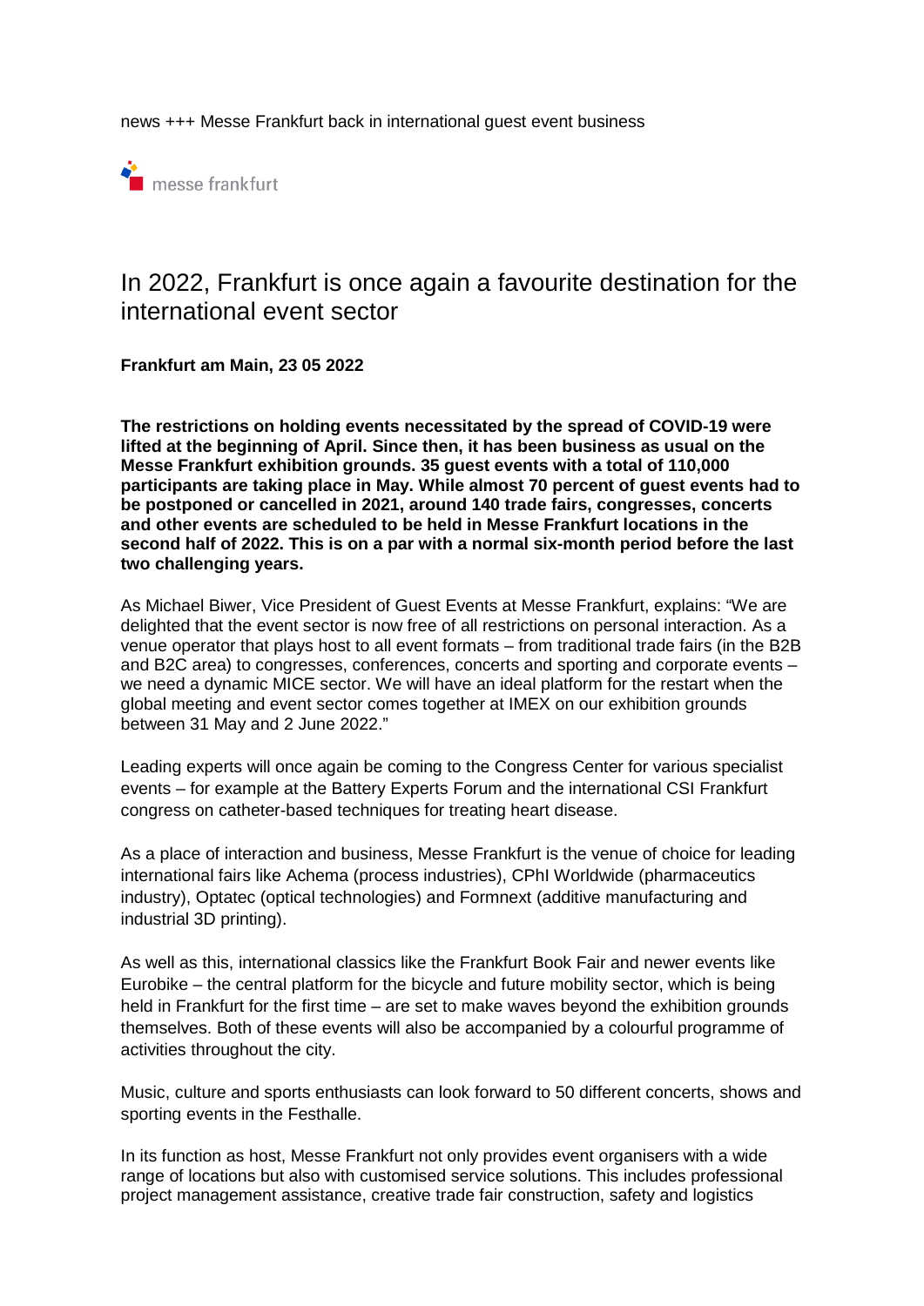news +++ Messe Frankfurt back in international guest event business

messe frankfurt

# In 2022, Frankfurt is once again a favourite destination for the international event sector

**Frankfurt am Main, 23 05 2022**

**The restrictions on holding events necessitated by the spread of COVID-19 were lifted at the beginning of April. Since then, it has been business as usual on the Messe Frankfurt exhibition grounds. 35 guest events with a total of 110,000 participants are taking place in May. While almost 70 percent of guest events had to be postponed or cancelled in 2021, around 140 trade fairs, congresses, concerts and other events are scheduled to be held in Messe Frankfurt locations in the second half of 2022. This is on a par with a normal six-month period before the last two challenging years.**

As Michael Biwer, Vice President of Guest Events at Messe Frankfurt, explains: "We are delighted that the event sector is now free of all restrictions on personal interaction. As a venue operator that plays host to all event formats – from traditional trade fairs (in the B2B and B2C area) to congresses, conferences, concerts and sporting and corporate events – we need a dynamic MICE sector. We will have an ideal platform for the restart when the global meeting and event sector comes together at IMEX on our exhibition grounds between 31 May and 2 June 2022."

Leading experts will once again be coming to the Congress Center for various specialist events – for example at the Battery Experts Forum and the international CSI Frankfurt congress on catheter-based techniques for treating heart disease.

As a place of interaction and business, Messe Frankfurt is the venue of choice for leading international fairs like Achema (process industries), CPhI Worldwide (pharmaceutics industry), Optatec (optical technologies) and Formnext (additive manufacturing and industrial 3D printing).

As well as this, international classics like the Frankfurt Book Fair and newer events like Eurobike – the central platform for the bicycle and future mobility sector, which is being held in Frankfurt for the first time – are set to make waves beyond the exhibition grounds themselves. Both of these events will also be accompanied by a colourful programme of activities throughout the city.

Music, culture and sports enthusiasts can look forward to 50 different concerts, shows and sporting events in the Festhalle.

In its function as host, Messe Frankfurt not only provides event organisers with a wide range of locations but also with customised service solutions. This includes professional project management assistance, creative trade fair construction, safety and logistics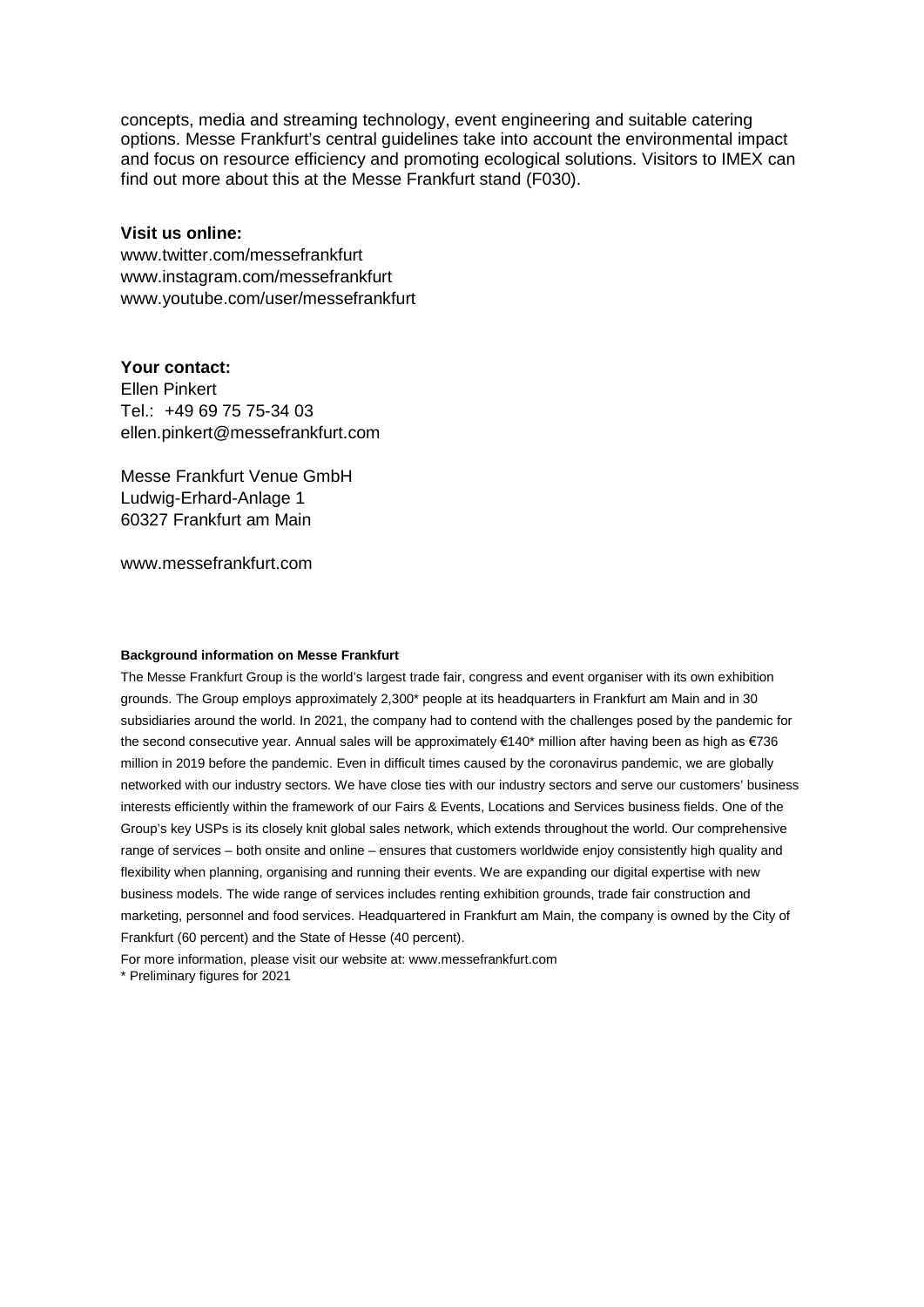concepts, media and streaming technology, event engineering and suitable catering options. Messe Frankfurt's central guidelines take into account the environmental impact and focus on resource efficiency and promoting ecological solutions. Visitors to IMEX can find out more about this at the Messe Frankfurt stand (F030).

**Visit us online:**

www.twitter.com/messefrankfurt
www.instagram.com/messefrankfurt
www.youtube.com/user/messefrankfurt

**Your contact:**

Ellen Pinkert
Tel.: +49 69 75 75-34 03
ellen.pinkert@messefrankfurt.com

Messe Frankfurt Venue GmbH
Ludwig-Erhard-Anlage 1
60327 Frankfurt am Main

www.messefrankfurt.com

**Background information on Messe Frankfurt**

The Messe Frankfurt Group is the world's largest trade fair, congress and event organiser with its own exhibition grounds. The Group employs approximately 2,300* people at its headquarters in Frankfurt am Main and in 30 subsidiaries around the world. In 2021, the company had to contend with the challenges posed by the pandemic for the second consecutive year. Annual sales will be approximately €140* million after having been as high as €736 million in 2019 before the pandemic. Even in difficult times caused by the coronavirus pandemic, we are globally networked with our industry sectors. We have close ties with our industry sectors and serve our customers' business interests efficiently within the framework of our Fairs & Events, Locations and Services business fields. One of the Group's key USPs is its closely knit global sales network, which extends throughout the world. Our comprehensive range of services – both onsite and online – ensures that customers worldwide enjoy consistently high quality and flexibility when planning, organising and running their events. We are expanding our digital expertise with new business models. The wide range of services includes renting exhibition grounds, trade fair construction and marketing, personnel and food services. Headquartered in Frankfurt am Main, the company is owned by the City of Frankfurt (60 percent) and the State of Hesse (40 percent).

For more information, please visit our website at: www.messefrankfurt.com

\* Preliminary figures for 2021